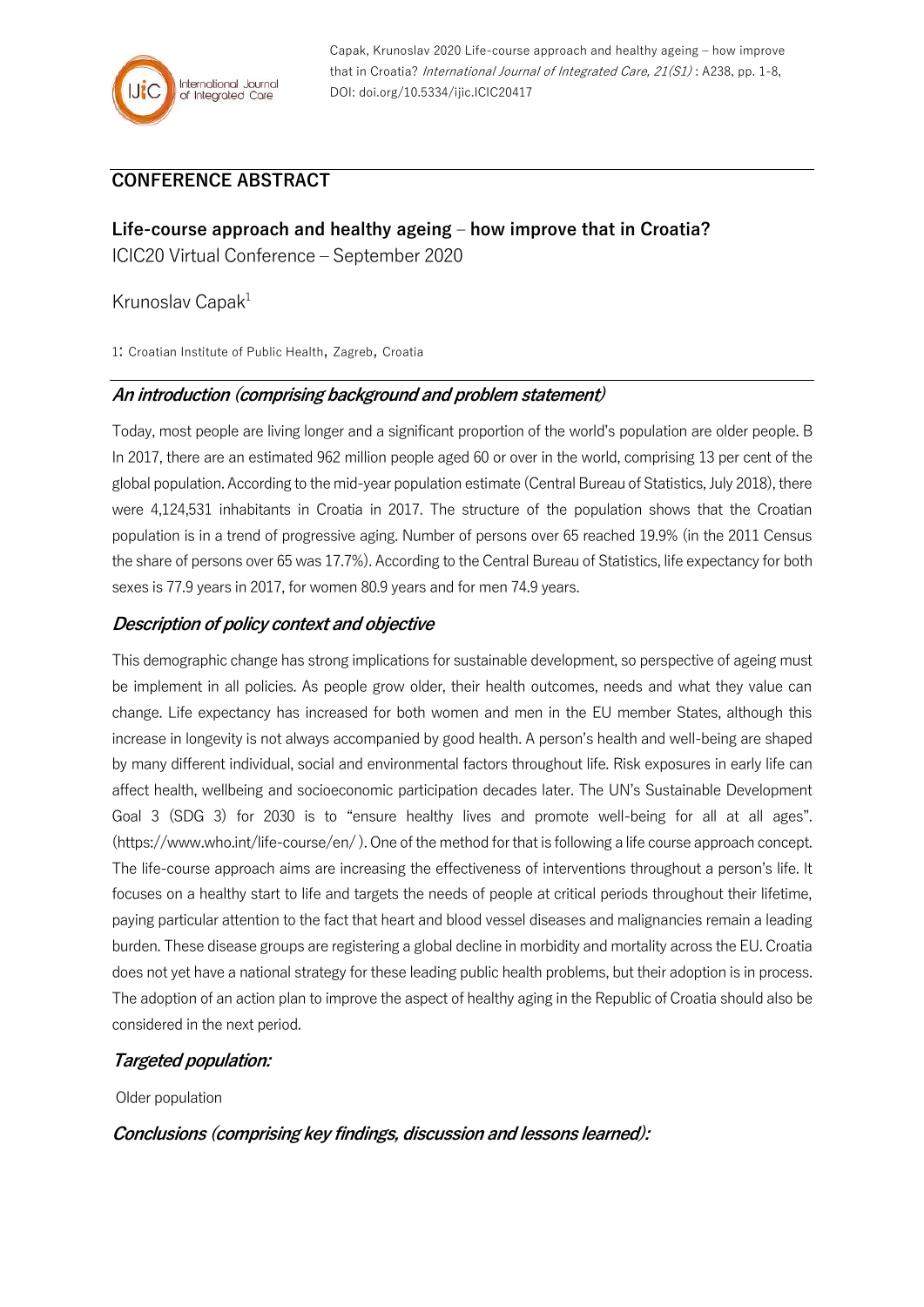Capak, Krunoslav 2020 Life-course approach and healthy ageing – how improve that in Croatia? *International Journal of Integrated Care, 21(S1)* : A238, pp. 1-8, DOI: doi.org/10.5334/ijic.ICIC20417

## CONFERENCE ABSTRACT

# Life-course approach and healthy ageing – how improve that in Croatia?

ICIC20 Virtual Conference – September 2020

Krunoslav Capak[1]

1: Croatian Institute of Public Health, Zagreb, Croatia

### *An introduction (comprising background and problem statement)*

Today, most people are living longer and a significant proportion of the world's population are older people. B In 2017, there are an estimated 962 million people aged 60 or over in the world, comprising 13 per cent of the global population. According to the mid-year population estimate (Central Bureau of Statistics, July 2018), there were 4,124,531 inhabitants in Croatia in 2017. The structure of the population shows that the Croatian population is in a trend of progressive aging. Number of persons over 65 reached 19.9% (in the 2011 Census the share of persons over 65 was 17.7%). According to the Central Bureau of Statistics, life expectancy for both sexes is 77.9 years in 2017, for women 80.9 years and for men 74.9 years.

### *Description of policy context and objective*

This demographic change has strong implications for sustainable development, so perspective of ageing must be implement in all policies. As people grow older, their health outcomes, needs and what they value can change. Life expectancy has increased for both women and men in the EU member States, although this increase in longevity is not always accompanied by good health. A person's health and well-being are shaped by many different individual, social and environmental factors throughout life. Risk exposures in early life can affect health, wellbeing and socioeconomic participation decades later. The UN's Sustainable Development Goal 3 (SDG 3) for 2030 is to "ensure healthy lives and promote well-being for all at all ages". (https://www.who.int/life-course/en/ ). One of the method for that is following a life course approach concept. The life-course approach aims are increasing the effectiveness of interventions throughout a person's life. It focuses on a healthy start to life and targets the needs of people at critical periods throughout their lifetime, paying particular attention to the fact that heart and blood vessel diseases and malignancies remain a leading burden. These disease groups are registering a global decline in morbidity and mortality across the EU. Croatia does not yet have a national strategy for these leading public health problems, but their adoption is in process. The adoption of an action plan to improve the aspect of healthy aging in the Republic of Croatia should also be considered in the next period.

### *Targeted population:*

Older population

### *Conclusions (comprising key findings, discussion and lessons learned):*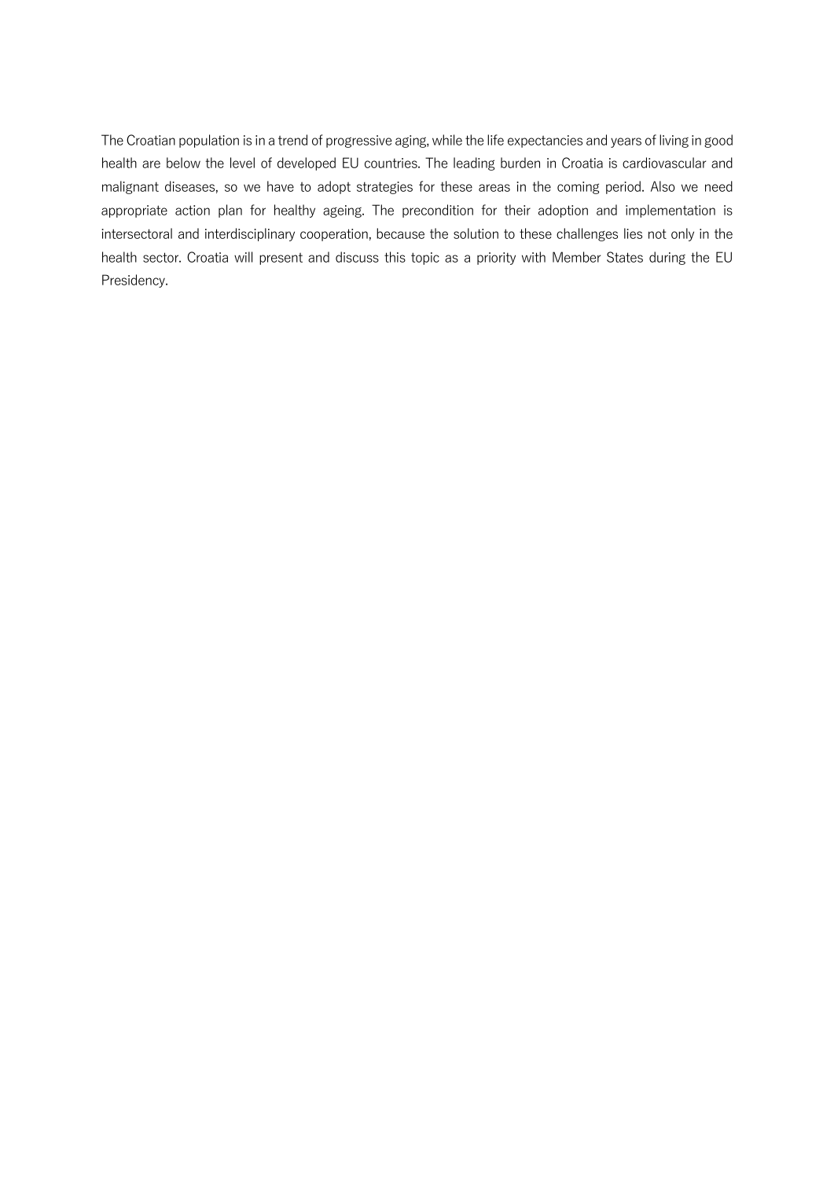The Croatian population is in a trend of progressive aging, while the life expectancies and years of living in good health are below the level of developed EU countries. The leading burden in Croatia is cardiovascular and malignant diseases, so we have to adopt strategies for these areas in the coming period. Also we need appropriate action plan for healthy ageing. The precondition for their adoption and implementation is intersectoral and interdisciplinary cooperation, because the solution to these challenges lies not only in the health sector. Croatia will present and discuss this topic as a priority with Member States during the EU Presidency.